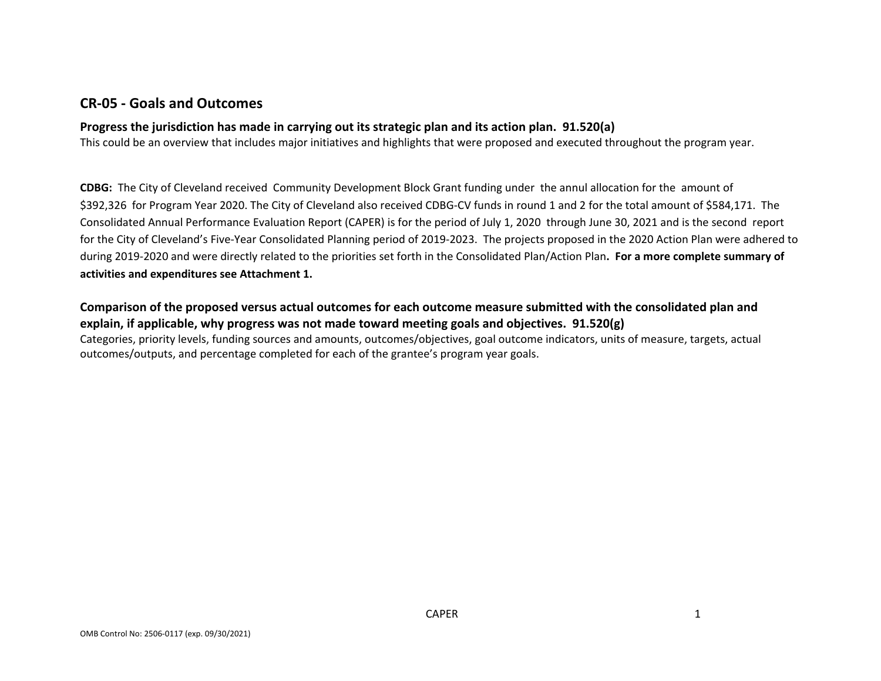## CR-05 - Goals and Outcomes

### Progress the jurisdiction has made in carrying out its strategic plan and its action plan. 91.520(a)

This could be an overview that includes major initiatives and highlights that were proposed and executed throughout the program year.

**CDBG:** The City of Cleveland received Community Development Block Grant funding under the annul allocation for the amount of $392,326 for Program Year 2020. The City of Cleveland also received CDBG-CV funds in round 1 and 2 for the total amount of $584,171. The Consolidated Annual Performance Evaluation Report (CAPER) is for the period of July 1, 2020 through June 30, 2021 and is the second report for the City of Cleveland's Five-Year Consolidated Planning period of 2019-2023. The projects proposed in the 2020 Action Plan were adhered to during 2019-2020 and were directly related to the priorities set forth in the Consolidated Plan/Action Plan**. For a more complete summary of activities and expenditures see Attachment 1.**

### Comparison of the proposed versus actual outcomes for each outcome measure submitted with the consolidated plan and explain, if applicable, why progress was not made toward meeting goals and objectives. 91.520(g)

Categories, priority levels, funding sources and amounts, outcomes/objectives, goal outcome indicators, units of measure, targets, actual outcomes/outputs, and percentage completed for each of the grantee's program year goals.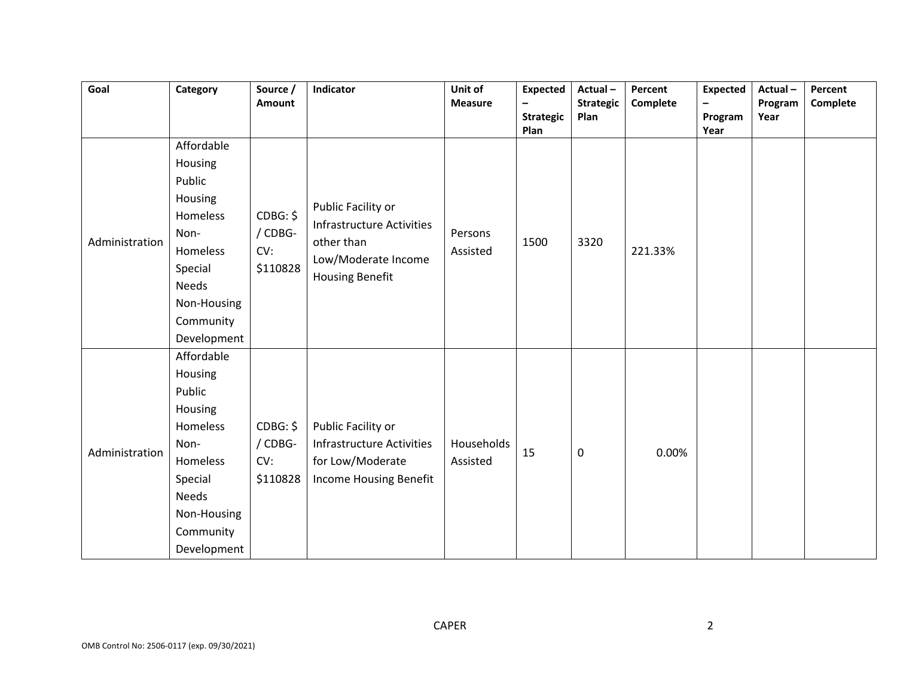| Goal | Category | Source / Amount | Indicator | Unit of Measure | Expected – Strategic Plan | Actual – Strategic Plan | Percent Complete | Expected – Program Year | Actual – Program Year | Percent Complete |
|---|---|---|---|---|---|---|---|---|---|---|
| Administration | Affordable Housing Public Housing Homeless Non-Homeless Special Needs Non-Housing Community Development | CDBG: $ / CDBG-CV: $110828 | Public Facility or Infrastructure Activities other than Low/Moderate Income Housing Benefit | Persons Assisted | 1500 | 3320 | 221.33% | | | |
| Administration | Affordable Housing Public Housing Homeless Non-Homeless Special Needs Non-Housing Community Development | CDBG: $ / CDBG-CV: $110828 | Public Facility or Infrastructure Activities for Low/Moderate Income Housing Benefit | Households Assisted | 15 | 0 | 0.00% | | | |

CAPER

OMB Control No: 2506-0117 (exp. 09/30/2021)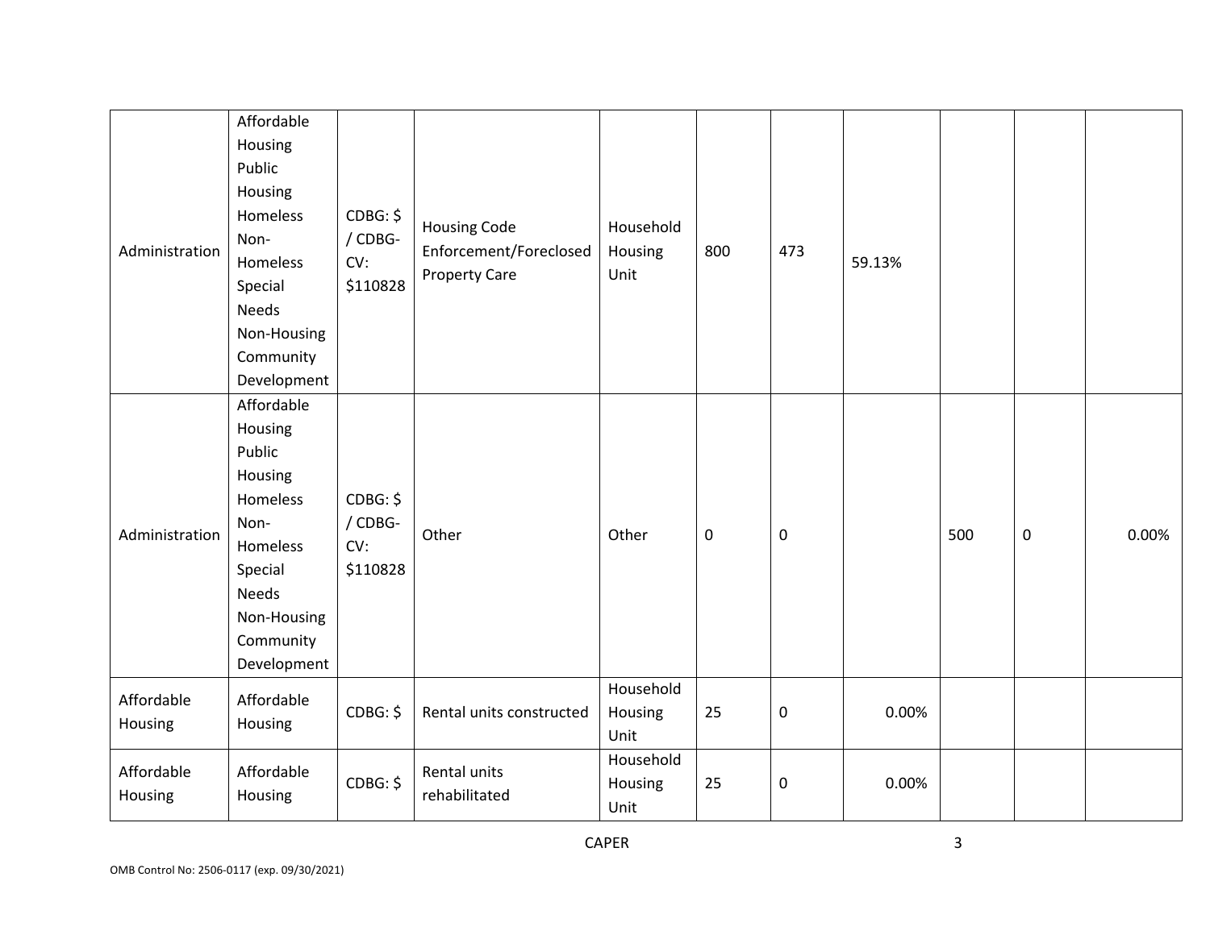| Administration | Affordable Housing Public Housing Homeless Non-Homeless Special Needs Non-Housing Community Development | CDBG: $ / CDBG-CV: $110828 | Housing Code Enforcement/Foreclosed Property Care | Household Housing Unit | 800 | 473 | 59.13% | | | |
|---|---|---|---|---|---|---|---|---|---|---|
| Administration | Affordable Housing Public Housing Homeless Non-Homeless Special Needs Non-Housing Community Development | CDBG: $ / CDBG-CV: $110828 | Other | Other | 0 | 0 | | 500 | 0 | 0.00% |
| Affordable Housing | Affordable Housing | CDBG: $ | Rental units constructed | Household Housing Unit | 25 | 0 | 0.00% | | | |
| Affordable Housing | Affordable Housing | CDBG: $ | Rental units rehabilitated | Household Housing Unit | 25 | 0 | 0.00% | | | |

CAPER

OMB Control No: 2506-0117 (exp. 09/30/2021)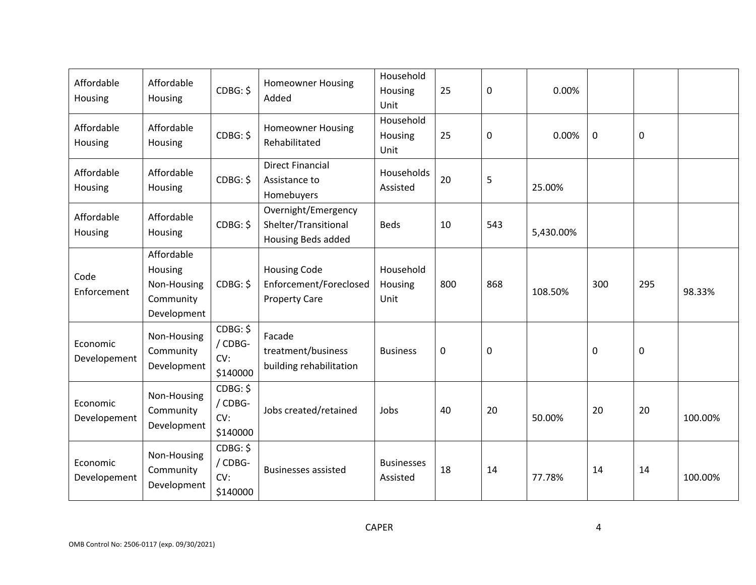| Affordable Housing | Affordable Housing | CDBG: $ | Homeowner Housing Added | Household Housing Unit | 25 | 0 | 0.00% | | | |
|---|---|---|---|---|---|---|---|---|---|---|
| Affordable Housing | Affordable Housing | CDBG: $ | Homeowner Housing Rehabilitated | Household Housing Unit | 25 | 0 | 0.00% | 0 | 0 | |
| Affordable Housing | Affordable Housing | CDBG: $ | Direct Financial Assistance to Homebuyers | Households Assisted | 20 | 5 | 25.00% | | | |
| Affordable Housing | Affordable Housing | CDBG: $ | Overnight/Emergency Shelter/Transitional Housing Beds added | Beds | 10 | 543 | 5,430.00% | | | |
| Code Enforcement | Affordable Housing Non-Housing Community Development | CDBG: $ | Housing Code Enforcement/Foreclosed Property Care | Household Housing Unit | 800 | 868 | 108.50% | 300 | 295 | 98.33% |
| Economic Developement | Non-Housing Community Development | CDBG: $ / CDBG-CV: $140000 | Facade treatment/business building rehabilitation | Business | 0 | 0 | | 0 | 0 | |
| Economic Developement | Non-Housing Community Development | CDBG: $ / CDBG-CV: $140000 | Jobs created/retained | Jobs | 40 | 20 | 50.00% | 20 | 20 | 100.00% |
| Economic Developement | Non-Housing Community Development | CDBG: $ / CDBG-CV: $140000 | Businesses assisted | Businesses Assisted | 18 | 14 | 77.78% | 14 | 14 | 100.00% |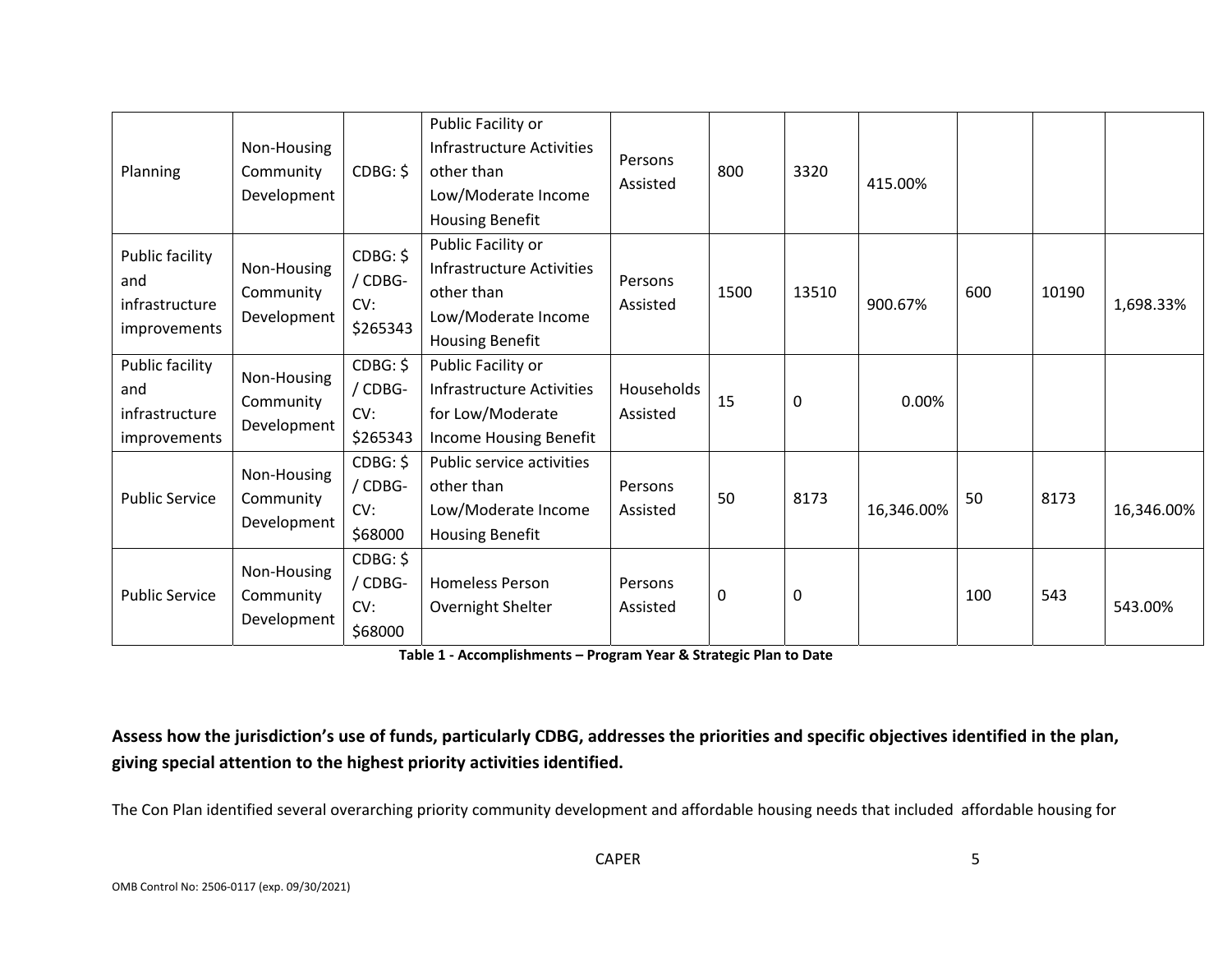| Planning | Non-Housing Community Development | CDBG: $ | Public Facility or Infrastructure Activities other than Low/Moderate Income Housing Benefit | Persons Assisted | 800 | 3320 | 415.00% | | | |
|---|---|---|---|---|---|---|---|---|---|---|
| Public facility and infrastructure improvements | Non-Housing Community Development | CDBG: $ / CDBG-CV: $265343 | Public Facility or Infrastructure Activities other than Low/Moderate Income Housing Benefit | Persons Assisted | 1500 | 13510 | 900.67% | 600 | 10190 | 1,698.33% |
| Public facility and infrastructure improvements | Non-Housing Community Development | CDBG: $ / CDBG-CV: $265343 | Public Facility or Infrastructure Activities for Low/Moderate Income Housing Benefit | Households Assisted | 15 | 0 | 0.00% | | | |
| Public Service | Non-Housing Community Development | CDBG: $ / CDBG-CV: $68000 | Public service activities other than Low/Moderate Income Housing Benefit | Persons Assisted | 50 | 8173 | 16,346.00% | 50 | 8173 | 16,346.00% |
| Public Service | Non-Housing Community Development | CDBG: $ / CDBG-CV: $68000 | Homeless Person Overnight Shelter | Persons Assisted | 0 | 0 | | 100 | 543 | 543.00% |

**Table 1 - Accomplishments – Program Year & Strategic Plan to Date**

**Assess how the jurisdiction's use of funds, particularly CDBG, addresses the priorities and specific objectives identified in the plan, giving special attention to the highest priority activities identified.**

The Con Plan identified several overarching priority community development and affordable housing needs that included affordable housing for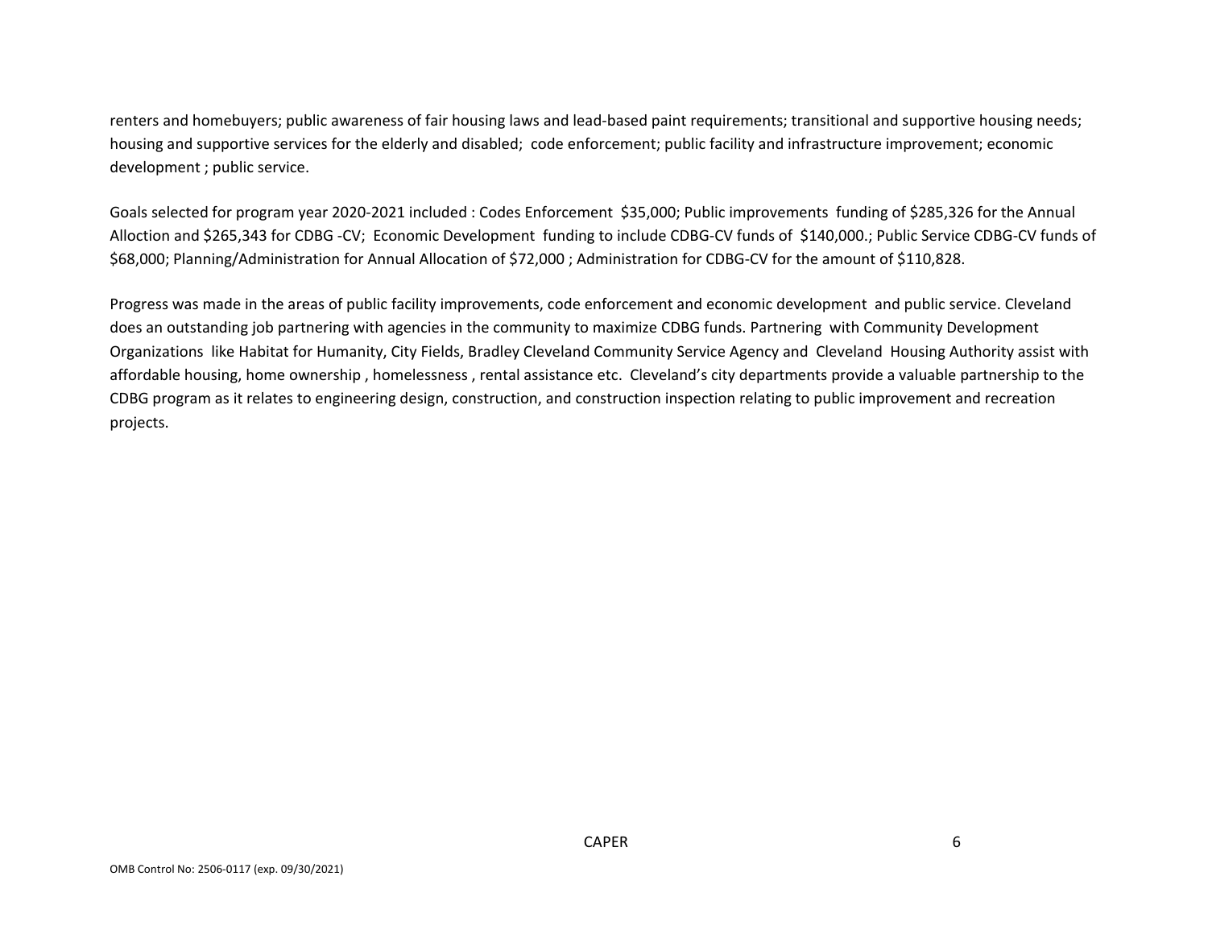renters and homebuyers; public awareness of fair housing laws and lead-based paint requirements; transitional and supportive housing needs; housing and supportive services for the elderly and disabled; code enforcement; public facility and infrastructure improvement; economic development ; public service.

Goals selected for program year 2020-2021 included : Codes Enforcement $35,000; Public improvements funding of $285,326 for the Annual Alloction and $265,343 for CDBG -CV; Economic Development funding to include CDBG-CV funds of $140,000.; Public Service CDBG-CV funds of $68,000; Planning/Administration for Annual Allocation of $72,000 ; Administration for CDBG-CV for the amount of $110,828.

Progress was made in the areas of public facility improvements, code enforcement and economic development and public service. Cleveland does an outstanding job partnering with agencies in the community to maximize CDBG funds. Partnering with Community Development Organizations like Habitat for Humanity, City Fields, Bradley Cleveland Community Service Agency and Cleveland Housing Authority assist with affordable housing, home ownership , homelessness , rental assistance etc. Cleveland's city departments provide a valuable partnership to the CDBG program as it relates to engineering design, construction, and construction inspection relating to public improvement and recreation projects.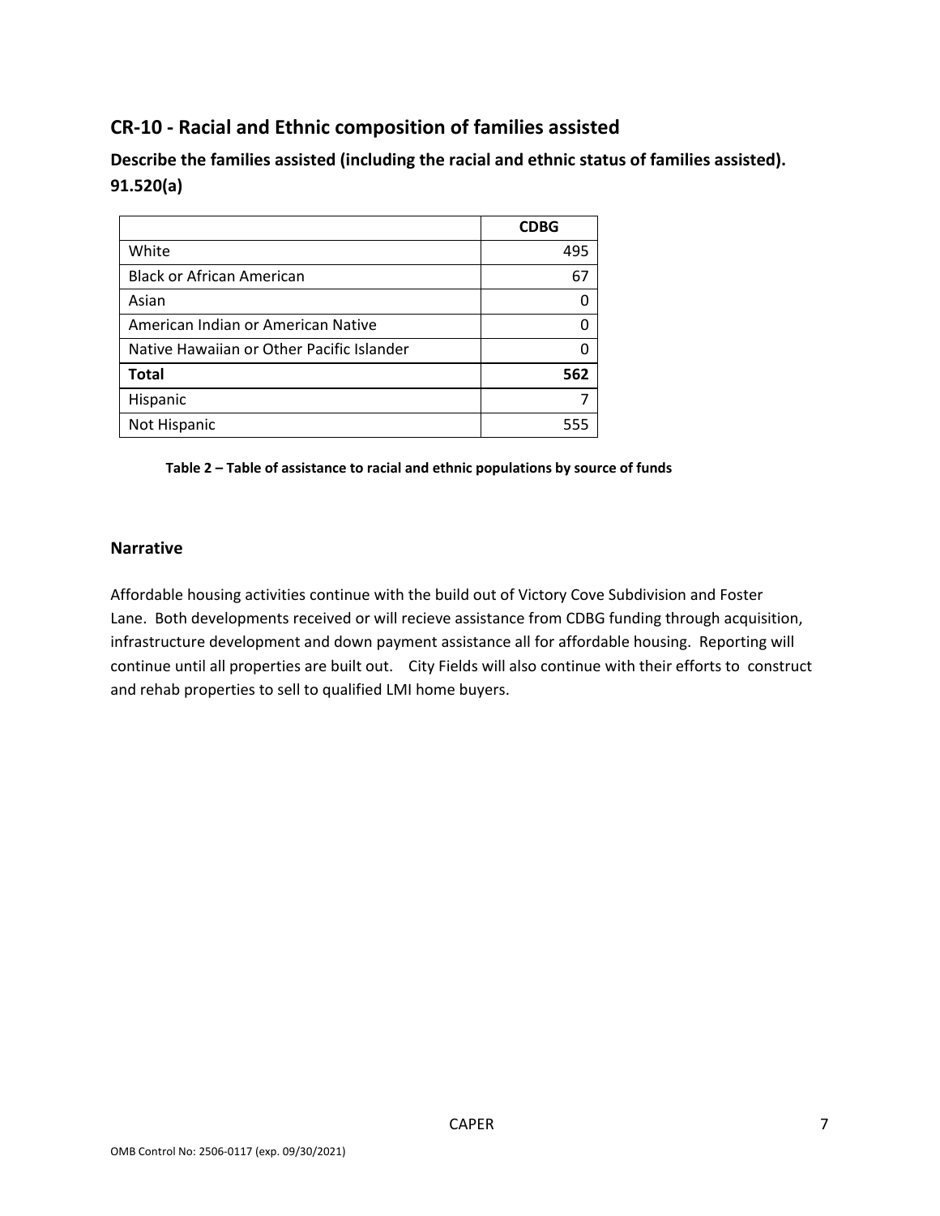## CR-10 - Racial and Ethnic composition of families assisted

**Describe the families assisted (including the racial and ethnic status of families assisted). 91.520(a)**

| | **CDBG** |
|---|---|
| White | 495 |
| Black or African American | 67 |
| Asian | 0 |
| American Indian or American Native | 0 |
| Native Hawaiian or Other Pacific Islander | 0 |
| **Total** | **562** |
| Hispanic | 7 |
| Not Hispanic | 555 |

**Table 2 – Table of assistance to racial and ethnic populations by source of funds**

### Narrative

Affordable housing activities continue with the build out of Victory Cove Subdivision and Foster Lane. Both developments received or will recieve assistance from CDBG funding through acquisition, infrastructure development and down payment assistance all for affordable housing. Reporting will continue until all properties are built out. City Fields will also continue with their efforts to construct and rehab properties to sell to qualified LMI home buyers.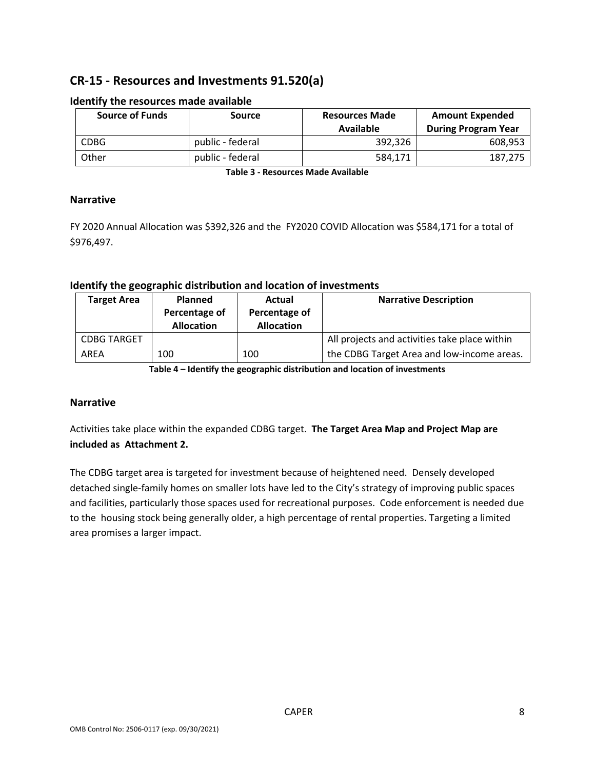## CR-15 - Resources and Investments 91.520(a)

### Identify the resources made available

| Source of Funds | Source | Resources Made Available | Amount Expended During Program Year |
|---|---|---|---|
| CDBG | public - federal | 392,326 | 608,953 |
| Other | public - federal | 584,171 | 187,275 |

**Table 3 - Resources Made Available**

### Narrative

FY 2020 Annual Allocation was $392,326 and the FY2020 COVID Allocation was $584,171 for a total of $976,497.

### Identify the geographic distribution and location of investments

| Target Area | Planned Percentage of Allocation | Actual Percentage of Allocation | Narrative Description |
|---|---|---|---|
| CDBG TARGET AREA | 100 | 100 | All projects and activities take place within the CDBG Target Area and low-income areas. |

**Table 4 – Identify the geographic distribution and location of investments**

### Narrative

Activities take place within the expanded CDBG target. **The Target Area Map and Project Map are included as Attachment 2.**

The CDBG target area is targeted for investment because of heightened need. Densely developed detached single-family homes on smaller lots have led to the City's strategy of improving public spaces and facilities, particularly those spaces used for recreational purposes. Code enforcement is needed due to the housing stock being generally older, a high percentage of rental properties. Targeting a limited area promises a larger impact.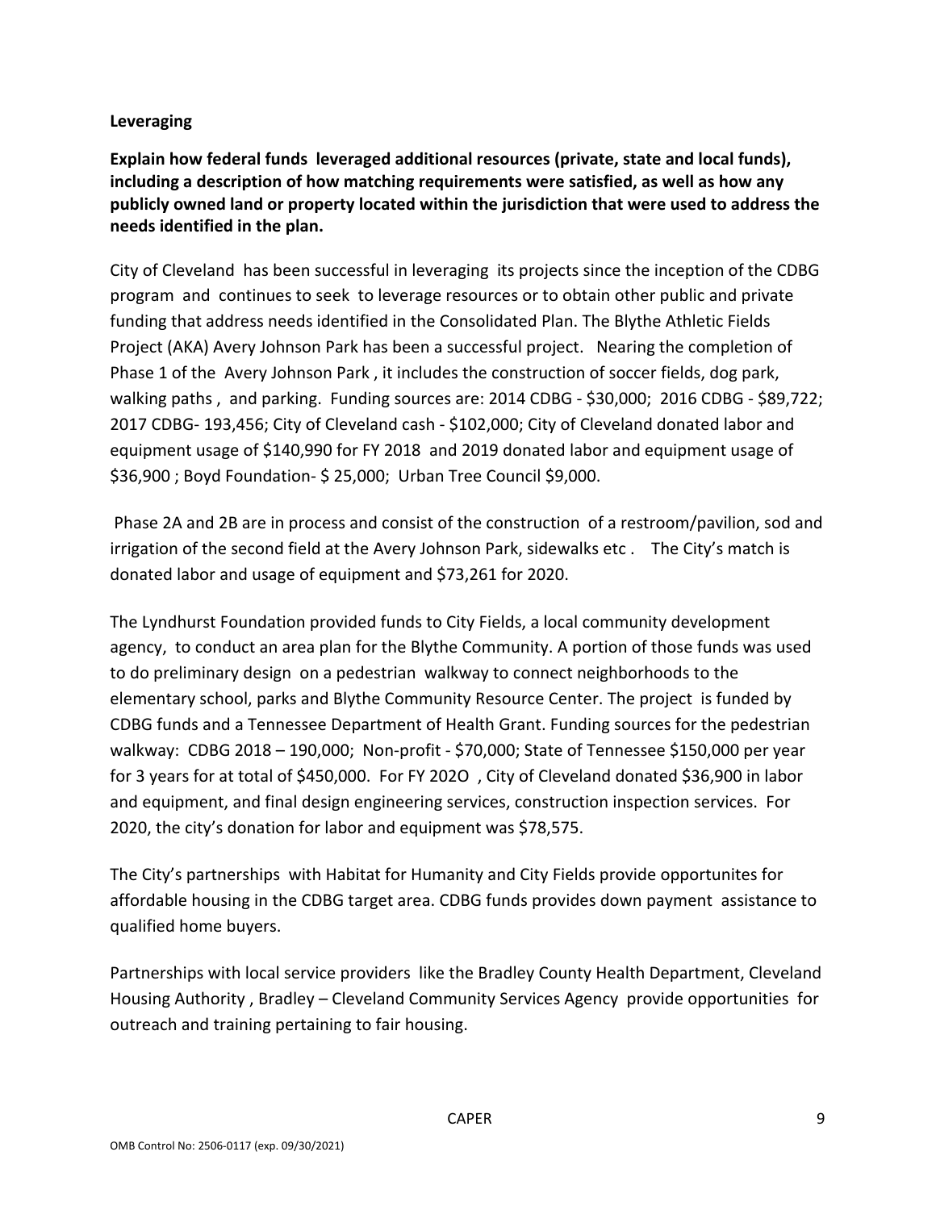**Leveraging**

**Explain how federal funds leveraged additional resources (private, state and local funds), including a description of how matching requirements were satisfied, as well as how any publicly owned land or property located within the jurisdiction that were used to address the needs identified in the plan.**

City of Cleveland has been successful in leveraging its projects since the inception of the CDBG program and continues to seek to leverage resources or to obtain other public and private funding that address needs identified in the Consolidated Plan. The Blythe Athletic Fields Project (AKA) Avery Johnson Park has been a successful project. Nearing the completion of Phase 1 of the Avery Johnson Park , it includes the construction of soccer fields, dog park, walking paths , and parking. Funding sources are: 2014 CDBG - $30,000; 2016 CDBG - $89,722; 2017 CDBG- 193,456; City of Cleveland cash - $102,000; City of Cleveland donated labor and equipment usage of $140,990 for FY 2018 and 2019 donated labor and equipment usage of $36,900 ; Boyd Foundation- $ 25,000; Urban Tree Council $9,000.

Phase 2A and 2B are in process and consist of the construction of a restroom/pavilion, sod and irrigation of the second field at the Avery Johnson Park, sidewalks etc . The City's match is donated labor and usage of equipment and $73,261 for 2020.

The Lyndhurst Foundation provided funds to City Fields, a local community development agency, to conduct an area plan for the Blythe Community. A portion of those funds was used to do preliminary design on a pedestrian walkway to connect neighborhoods to the elementary school, parks and Blythe Community Resource Center. The project is funded by CDBG funds and a Tennessee Department of Health Grant. Funding sources for the pedestrian walkway: CDBG 2018 – 190,000; Non-profit - $70,000; State of Tennessee $150,000 per year for 3 years for at total of $450,000. For FY 202O , City of Cleveland donated $36,900 in labor and equipment, and final design engineering services, construction inspection services. For 2020, the city's donation for labor and equipment was $78,575.

The City's partnerships with Habitat for Humanity and City Fields provide opportunites for affordable housing in the CDBG target area. CDBG funds provides down payment assistance to qualified home buyers.

Partnerships with local service providers like the Bradley County Health Department, Cleveland Housing Authority , Bradley – Cleveland Community Services Agency provide opportunities for outreach and training pertaining to fair housing.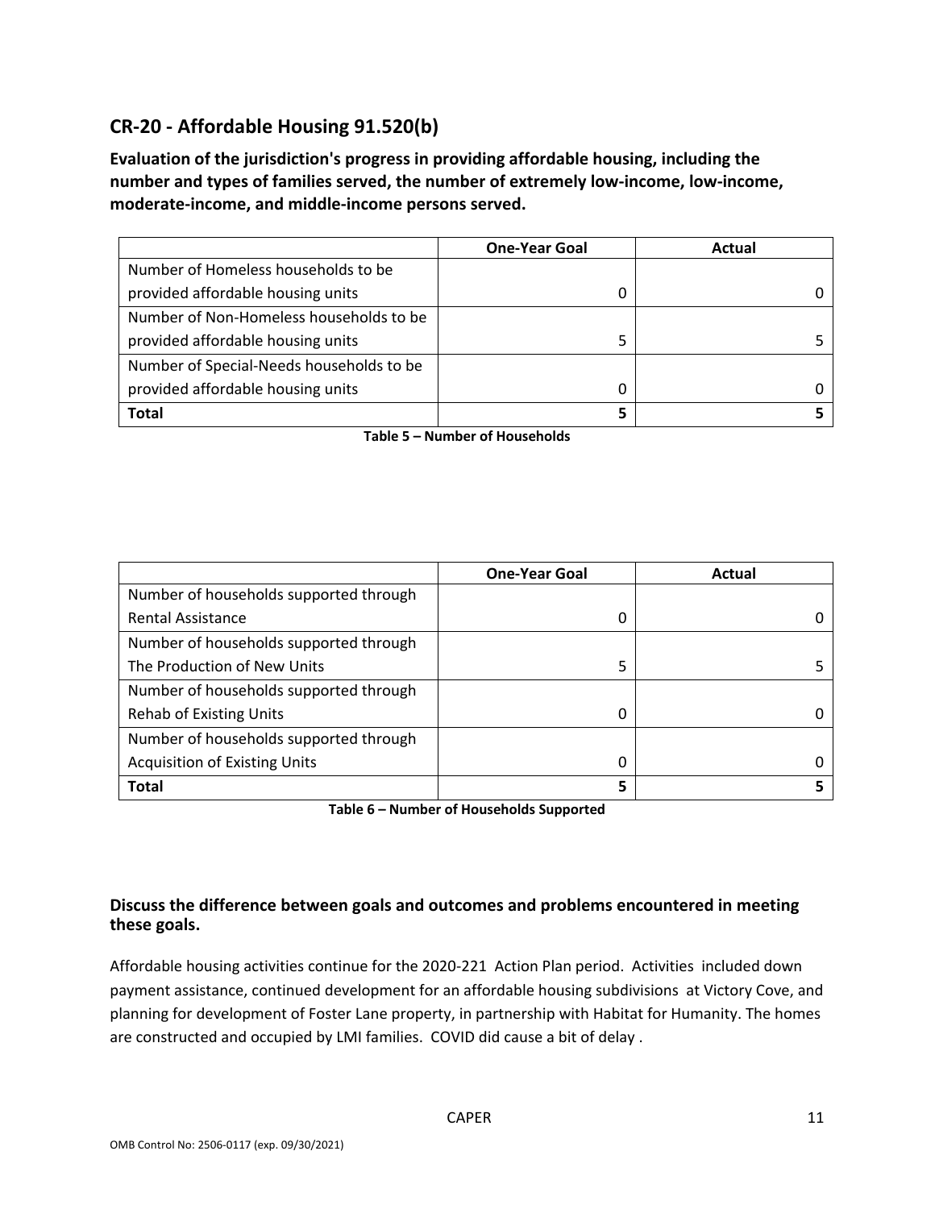## CR-20 - Affordable Housing 91.520(b)

**Evaluation of the jurisdiction's progress in providing affordable housing, including the number and types of families served, the number of extremely low-income, low-income, moderate-income, and middle-income persons served.**

| | One-Year Goal | Actual |
|---|---|---|
| Number of Homeless households to be provided affordable housing units | 0 | 0 |
| Number of Non-Homeless households to be provided affordable housing units | 5 | 5 |
| Number of Special-Needs households to be provided affordable housing units | 0 | 0 |
| **Total** | **5** | **5** |

**Table 5 – Number of Households**

| | One-Year Goal | Actual |
|---|---|---|
| Number of households supported through Rental Assistance | 0 | 0 |
| Number of households supported through The Production of New Units | 5 | 5 |
| Number of households supported through Rehab of Existing Units | 0 | 0 |
| Number of households supported through Acquisition of Existing Units | 0 | 0 |
| **Total** | **5** | **5** |

**Table 6 – Number of Households Supported**

### Discuss the difference between goals and outcomes and problems encountered in meeting these goals.

Affordable housing activities continue for the 2020-221 Action Plan period. Activities included down payment assistance, continued development for an affordable housing subdivisions at Victory Cove, and planning for development of Foster Lane property, in partnership with Habitat for Humanity. The homes are constructed and occupied by LMI families. COVID did cause a bit of delay .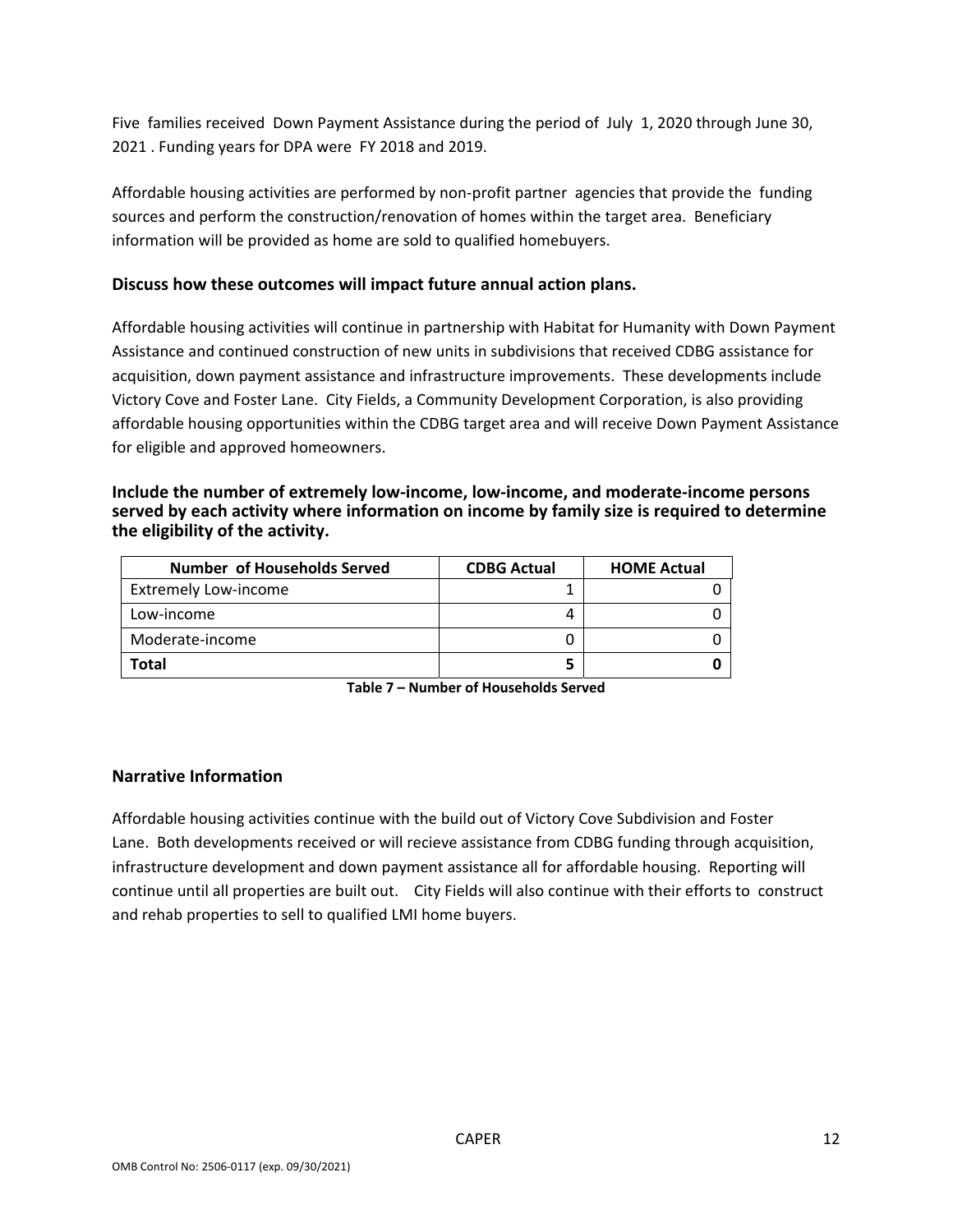Five families received Down Payment Assistance during the period of July 1, 2020 through June 30, 2021 . Funding years for DPA were FY 2018 and 2019.

Affordable housing activities are performed by non-profit partner agencies that provide the funding sources and perform the construction/renovation of homes within the target area. Beneficiary information will be provided as home are sold to qualified homebuyers.

### Discuss how these outcomes will impact future annual action plans.

Affordable housing activities will continue in partnership with Habitat for Humanity with Down Payment Assistance and continued construction of new units in subdivisions that received CDBG assistance for acquisition, down payment assistance and infrastructure improvements. These developments include Victory Cove and Foster Lane. City Fields, a Community Development Corporation, is also providing affordable housing opportunities within the CDBG target area and will receive Down Payment Assistance for eligible and approved homeowners.

### Include the number of extremely low-income, low-income, and moderate-income persons served by each activity where information on income by family size is required to determine the eligibility of the activity.

| Number of Households Served | CDBG Actual | HOME Actual |
|---|---|---|
| Extremely Low-income | 1 | 0 |
| Low-income | 4 | 0 |
| Moderate-income | 0 | 0 |
| **Total** | **5** | **0** |

**Table 7 – Number of Households Served**

### Narrative Information

Affordable housing activities continue with the build out of Victory Cove Subdivision and Foster Lane. Both developments received or will recieve assistance from CDBG funding through acquisition, infrastructure development and down payment assistance all for affordable housing. Reporting will continue until all properties are built out. City Fields will also continue with their efforts to construct and rehab properties to sell to qualified LMI home buyers.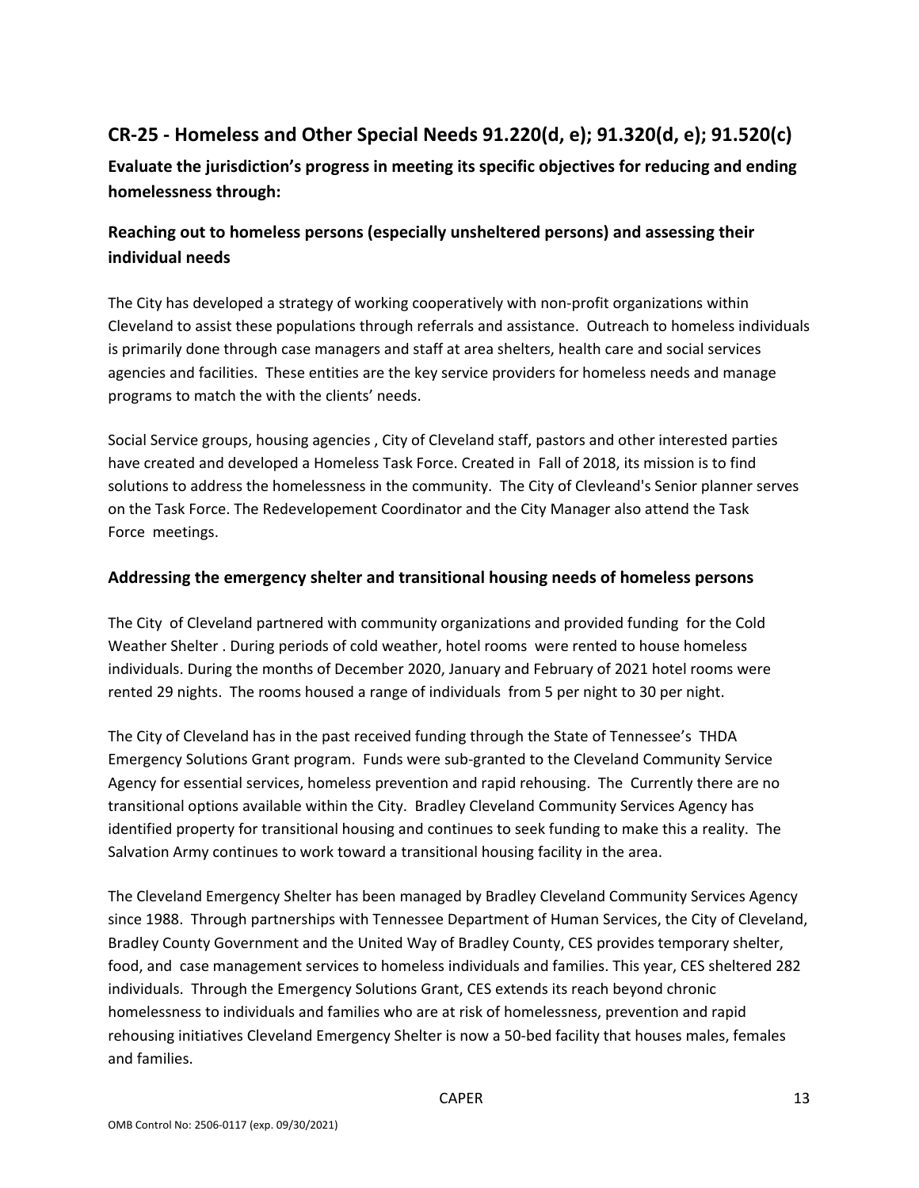## CR-25 - Homeless and Other Special Needs 91.220(d, e); 91.320(d, e); 91.520(c)

**Evaluate the jurisdiction's progress in meeting its specific objectives for reducing and ending homelessness through:**

### Reaching out to homeless persons (especially unsheltered persons) and assessing their individual needs

The City has developed a strategy of working cooperatively with non-profit organizations within Cleveland to assist these populations through referrals and assistance. Outreach to homeless individuals is primarily done through case managers and staff at area shelters, health care and social services agencies and facilities. These entities are the key service providers for homeless needs and manage programs to match the with the clients' needs.

Social Service groups, housing agencies , City of Cleveland staff, pastors and other interested parties have created and developed a Homeless Task Force. Created in Fall of 2018, its mission is to find solutions to address the homelessness in the community. The City of Clevleand's Senior planner serves on the Task Force. The Redevelopement Coordinator and the City Manager also attend the Task Force meetings.

### Addressing the emergency shelter and transitional housing needs of homeless persons

The City of Cleveland partnered with community organizations and provided funding for the Cold Weather Shelter . During periods of cold weather, hotel rooms were rented to house homeless individuals. During the months of December 2020, January and February of 2021 hotel rooms were rented 29 nights. The rooms housed a range of individuals from 5 per night to 30 per night.

The City of Cleveland has in the past received funding through the State of Tennessee's THDA Emergency Solutions Grant program. Funds were sub-granted to the Cleveland Community Service Agency for essential services, homeless prevention and rapid rehousing. The Currently there are no transitional options available within the City. Bradley Cleveland Community Services Agency has identified property for transitional housing and continues to seek funding to make this a reality. The Salvation Army continues to work toward a transitional housing facility in the area.

The Cleveland Emergency Shelter has been managed by Bradley Cleveland Community Services Agency since 1988. Through partnerships with Tennessee Department of Human Services, the City of Cleveland, Bradley County Government and the United Way of Bradley County, CES provides temporary shelter, food, and case management services to homeless individuals and families. This year, CES sheltered 282 individuals. Through the Emergency Solutions Grant, CES extends its reach beyond chronic homelessness to individuals and families who are at risk of homelessness, prevention and rapid rehousing initiatives Cleveland Emergency Shelter is now a 50-bed facility that houses males, females and families.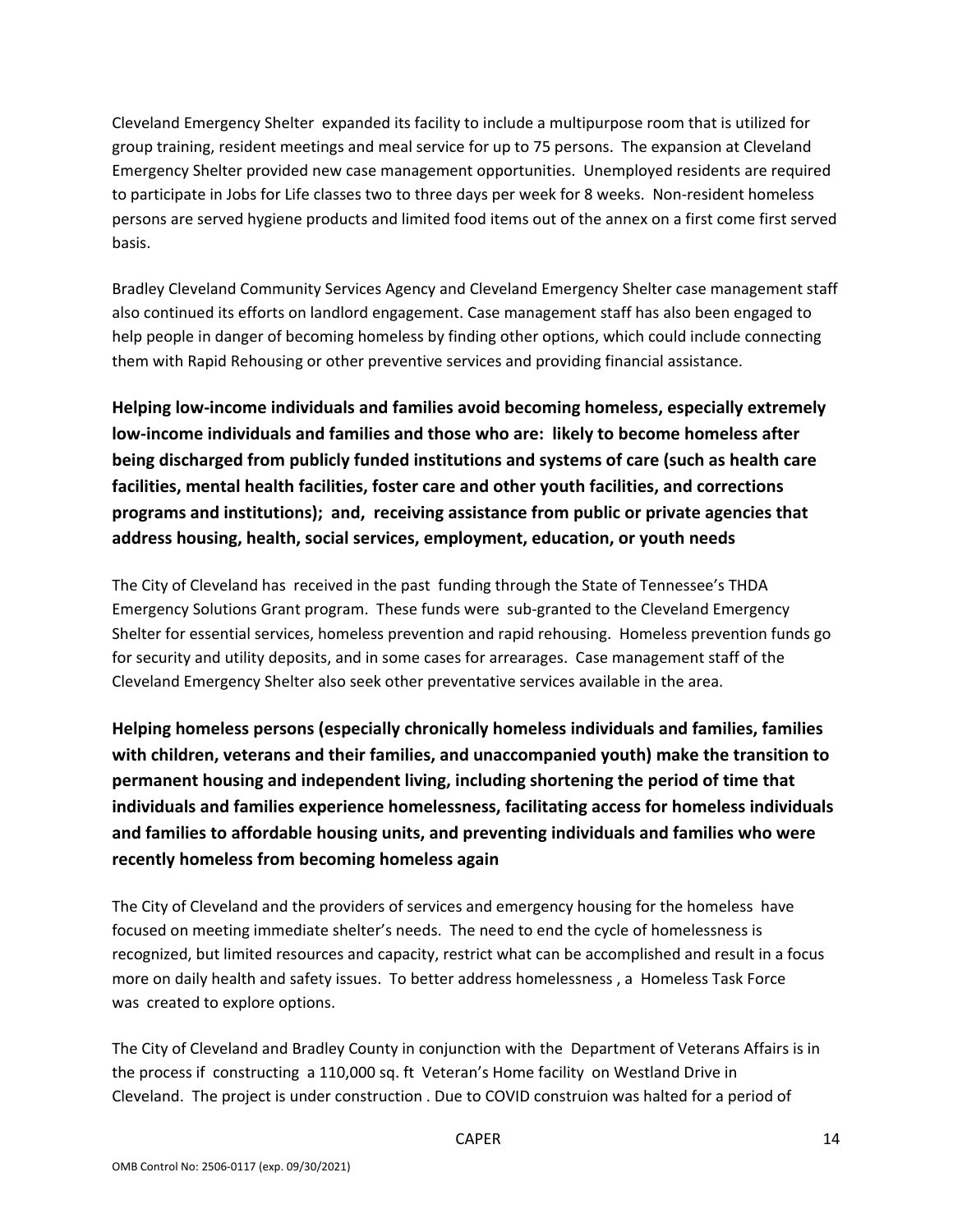Cleveland Emergency Shelter expanded its facility to include a multipurpose room that is utilized for group training, resident meetings and meal service for up to 75 persons. The expansion at Cleveland Emergency Shelter provided new case management opportunities. Unemployed residents are required to participate in Jobs for Life classes two to three days per week for 8 weeks. Non-resident homeless persons are served hygiene products and limited food items out of the annex on a first come first served basis.

Bradley Cleveland Community Services Agency and Cleveland Emergency Shelter case management staff also continued its efforts on landlord engagement. Case management staff has also been engaged to help people in danger of becoming homeless by finding other options, which could include connecting them with Rapid Rehousing or other preventive services and providing financial assistance.

**Helping low-income individuals and families avoid becoming homeless, especially extremely low-income individuals and families and those who are: likely to become homeless after being discharged from publicly funded institutions and systems of care (such as health care facilities, mental health facilities, foster care and other youth facilities, and corrections programs and institutions); and, receiving assistance from public or private agencies that address housing, health, social services, employment, education, or youth needs**

The City of Cleveland has received in the past funding through the State of Tennessee's THDA Emergency Solutions Grant program. These funds were sub-granted to the Cleveland Emergency Shelter for essential services, homeless prevention and rapid rehousing. Homeless prevention funds go for security and utility deposits, and in some cases for arrearages. Case management staff of the Cleveland Emergency Shelter also seek other preventative services available in the area.

**Helping homeless persons (especially chronically homeless individuals and families, families with children, veterans and their families, and unaccompanied youth) make the transition to permanent housing and independent living, including shortening the period of time that individuals and families experience homelessness, facilitating access for homeless individuals and families to affordable housing units, and preventing individuals and families who were recently homeless from becoming homeless again**

The City of Cleveland and the providers of services and emergency housing for the homeless have focused on meeting immediate shelter's needs. The need to end the cycle of homelessness is recognized, but limited resources and capacity, restrict what can be accomplished and result in a focus more on daily health and safety issues. To better address homelessness , a Homeless Task Force was created to explore options.

The City of Cleveland and Bradley County in conjunction with the Department of Veterans Affairs is in the process if constructing a 110,000 sq. ft Veteran's Home facility on Westland Drive in Cleveland. The project is under construction . Due to COVID construion was halted for a period of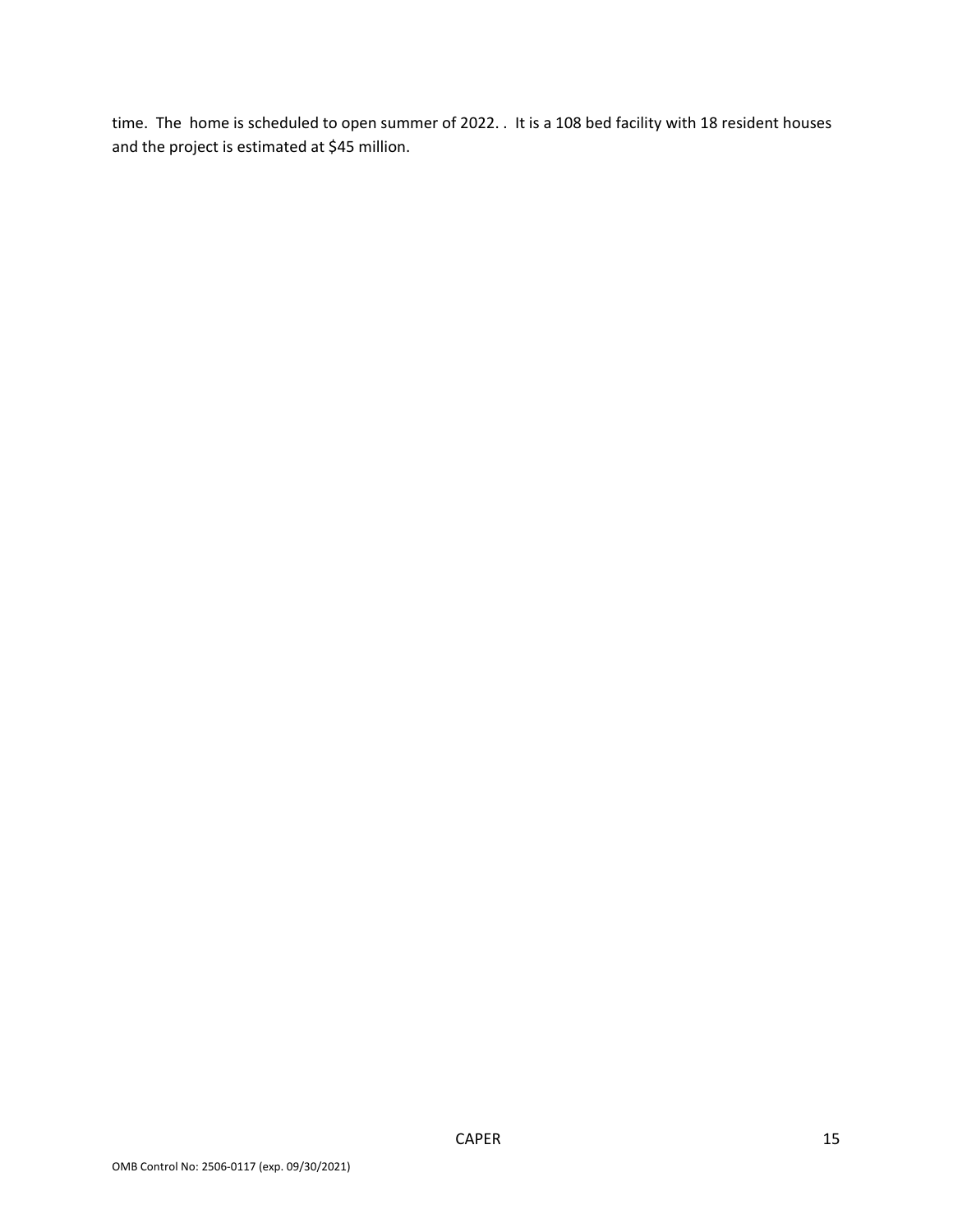time. The home is scheduled to open summer of 2022. . It is a 108 bed facility with 18 resident houses and the project is estimated at $45 million.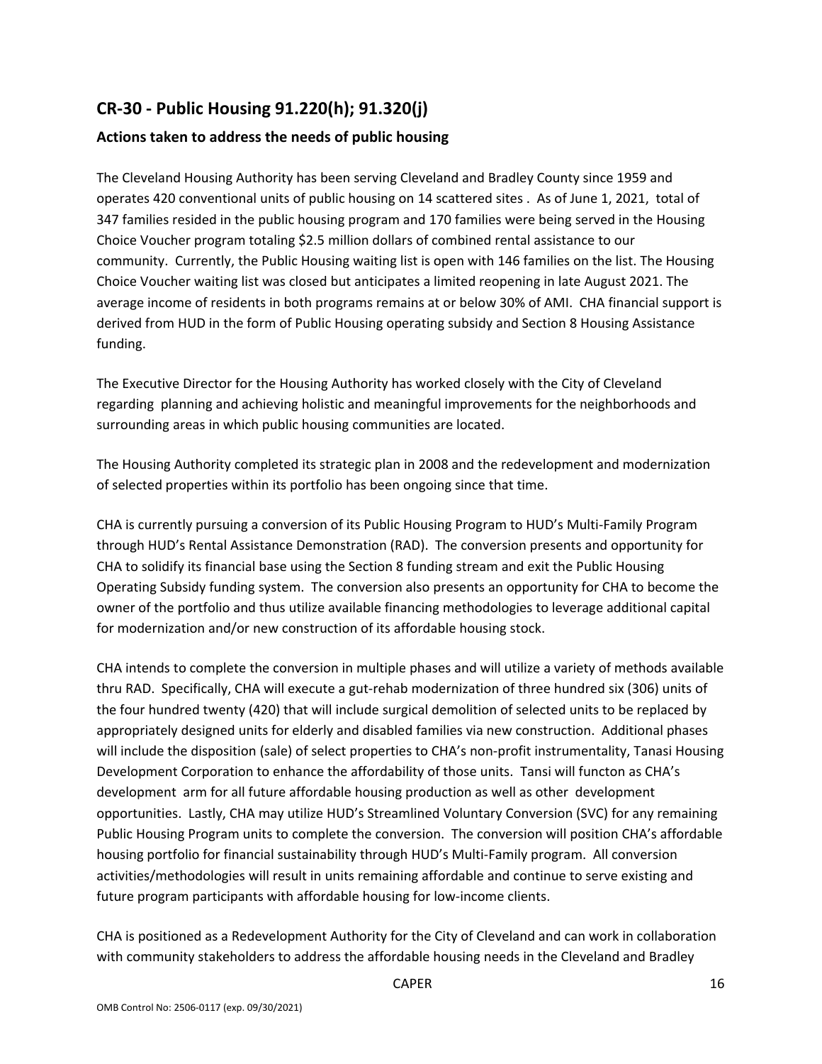## CR-30 - Public Housing 91.220(h); 91.320(j)

### Actions taken to address the needs of public housing

The Cleveland Housing Authority has been serving Cleveland and Bradley County since 1959 and operates 420 conventional units of public housing on 14 scattered sites . As of June 1, 2021, total of 347 families resided in the public housing program and 170 families were being served in the Housing Choice Voucher program totaling $2.5 million dollars of combined rental assistance to our community. Currently, the Public Housing waiting list is open with 146 families on the list. The Housing Choice Voucher waiting list was closed but anticipates a limited reopening in late August 2021. The average income of residents in both programs remains at or below 30% of AMI. CHA financial support is derived from HUD in the form of Public Housing operating subsidy and Section 8 Housing Assistance funding.

The Executive Director for the Housing Authority has worked closely with the City of Cleveland regarding planning and achieving holistic and meaningful improvements for the neighborhoods and surrounding areas in which public housing communities are located.

The Housing Authority completed its strategic plan in 2008 and the redevelopment and modernization of selected properties within its portfolio has been ongoing since that time.

CHA is currently pursuing a conversion of its Public Housing Program to HUD's Multi-Family Program through HUD's Rental Assistance Demonstration (RAD). The conversion presents and opportunity for CHA to solidify its financial base using the Section 8 funding stream and exit the Public Housing Operating Subsidy funding system. The conversion also presents an opportunity for CHA to become the owner of the portfolio and thus utilize available financing methodologies to leverage additional capital for modernization and/or new construction of its affordable housing stock.

CHA intends to complete the conversion in multiple phases and will utilize a variety of methods available thru RAD. Specifically, CHA will execute a gut-rehab modernization of three hundred six (306) units of the four hundred twenty (420) that will include surgical demolition of selected units to be replaced by appropriately designed units for elderly and disabled families via new construction. Additional phases will include the disposition (sale) of select properties to CHA's non-profit instrumentality, Tanasi Housing Development Corporation to enhance the affordability of those units. Tansi will functon as CHA's development arm for all future affordable housing production as well as other development opportunities. Lastly, CHA may utilize HUD's Streamlined Voluntary Conversion (SVC) for any remaining Public Housing Program units to complete the conversion. The conversion will position CHA's affordable housing portfolio for financial sustainability through HUD's Multi-Family program. All conversion activities/methodologies will result in units remaining affordable and continue to serve existing and future program participants with affordable housing for low-income clients.

CHA is positioned as a Redevelopment Authority for the City of Cleveland and can work in collaboration with community stakeholders to address the affordable housing needs in the Cleveland and Bradley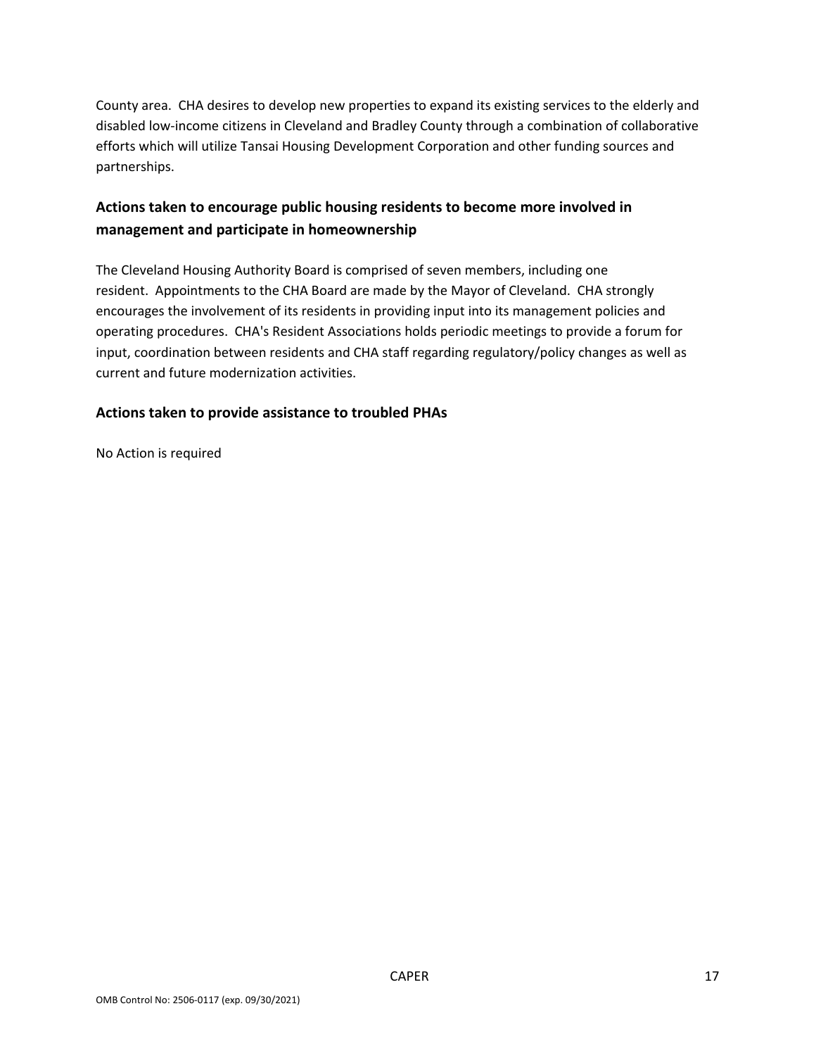County area. CHA desires to develop new properties to expand its existing services to the elderly and disabled low-income citizens in Cleveland and Bradley County through a combination of collaborative efforts which will utilize Tansai Housing Development Corporation and other funding sources and partnerships.

## Actions taken to encourage public housing residents to become more involved in management and participate in homeownership

The Cleveland Housing Authority Board is comprised of seven members, including one resident. Appointments to the CHA Board are made by the Mayor of Cleveland. CHA strongly encourages the involvement of its residents in providing input into its management policies and operating procedures. CHA's Resident Associations holds periodic meetings to provide a forum for input, coordination between residents and CHA staff regarding regulatory/policy changes as well as current and future modernization activities.

## Actions taken to provide assistance to troubled PHAs

No Action is required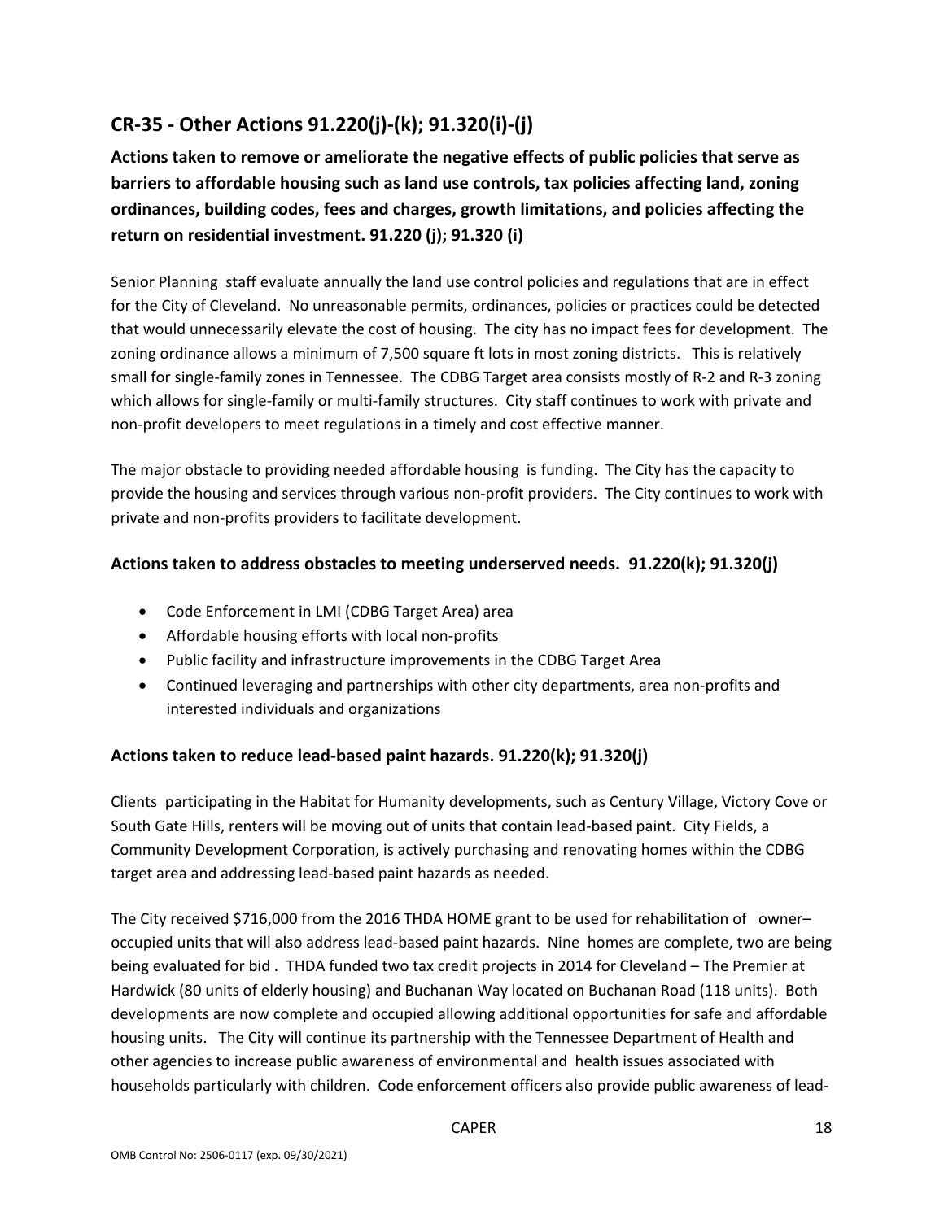## CR-35 - Other Actions 91.220(j)-(k); 91.320(i)-(j)

**Actions taken to remove or ameliorate the negative effects of public policies that serve as barriers to affordable housing such as land use controls, tax policies affecting land, zoning ordinances, building codes, fees and charges, growth limitations, and policies affecting the return on residential investment. 91.220 (j); 91.320 (i)**

Senior Planning staff evaluate annually the land use control policies and regulations that are in effect for the City of Cleveland. No unreasonable permits, ordinances, policies or practices could be detected that would unnecessarily elevate the cost of housing. The city has no impact fees for development. The zoning ordinance allows a minimum of 7,500 square ft lots in most zoning districts. This is relatively small for single-family zones in Tennessee. The CDBG Target area consists mostly of R-2 and R-3 zoning which allows for single-family or multi-family structures. City staff continues to work with private and non-profit developers to meet regulations in a timely and cost effective manner.

The major obstacle to providing needed affordable housing is funding. The City has the capacity to provide the housing and services through various non-profit providers. The City continues to work with private and non-profits providers to facilitate development.

### Actions taken to address obstacles to meeting underserved needs. 91.220(k); 91.320(j)

- Code Enforcement in LMI (CDBG Target Area) area
- Affordable housing efforts with local non-profits
- Public facility and infrastructure improvements in the CDBG Target Area
- Continued leveraging and partnerships with other city departments, area non-profits and interested individuals and organizations

### Actions taken to reduce lead-based paint hazards. 91.220(k); 91.320(j)

Clients participating in the Habitat for Humanity developments, such as Century Village, Victory Cove or South Gate Hills, renters will be moving out of units that contain lead-based paint. City Fields, a Community Development Corporation, is actively purchasing and renovating homes within the CDBG target area and addressing lead-based paint hazards as needed.

The City received $716,000 from the 2016 THDA HOME grant to be used for rehabilitation of owner–occupied units that will also address lead-based paint hazards. Nine homes are complete, two are being being evaluated for bid . THDA funded two tax credit projects in 2014 for Cleveland – The Premier at Hardwick (80 units of elderly housing) and Buchanan Way located on Buchanan Road (118 units). Both developments are now complete and occupied allowing additional opportunities for safe and affordable housing units. The City will continue its partnership with the Tennessee Department of Health and other agencies to increase public awareness of environmental and health issues associated with households particularly with children. Code enforcement officers also provide public awareness of lead-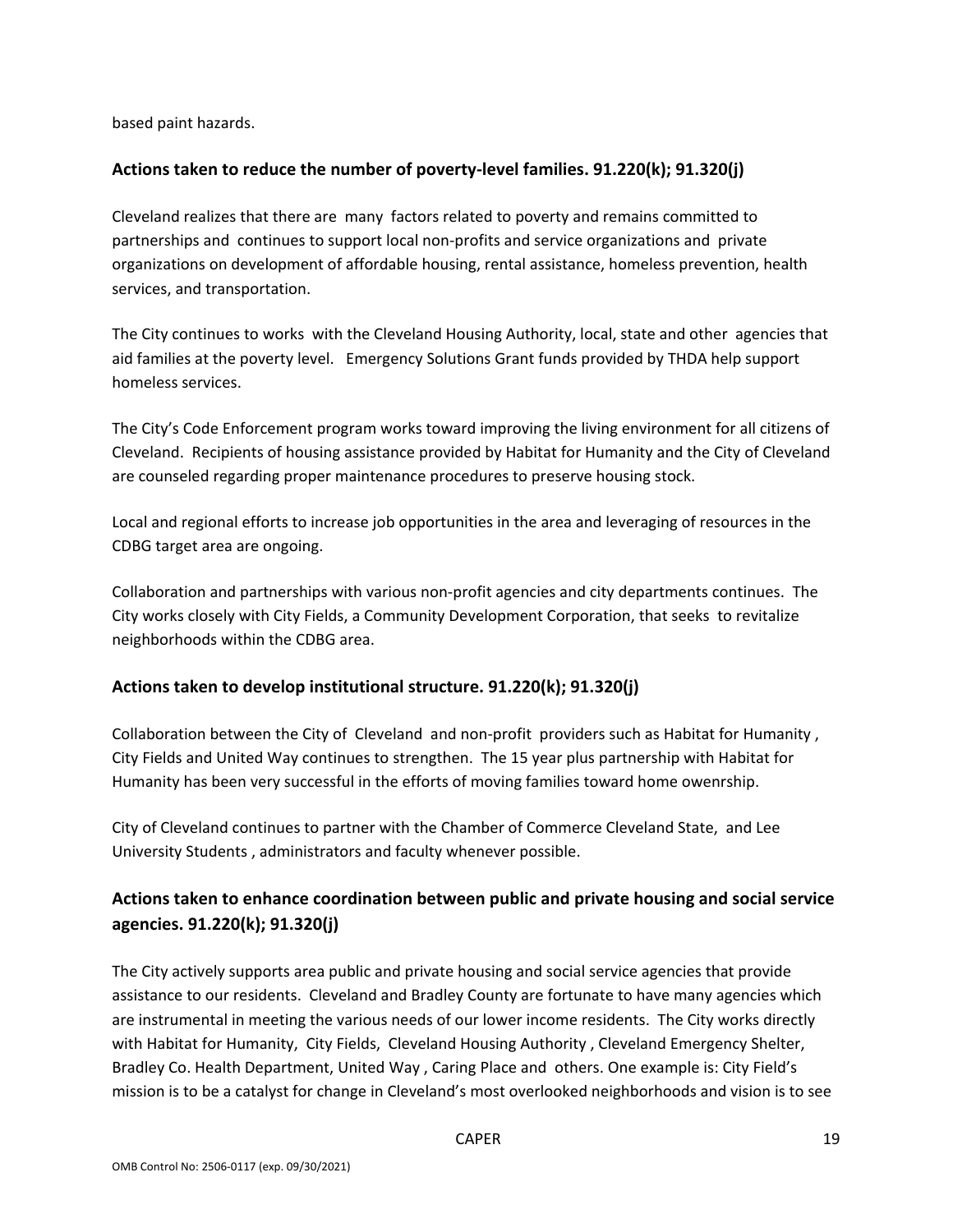based paint hazards.

## Actions taken to reduce the number of poverty-level families. 91.220(k); 91.320(j)

Cleveland realizes that there are many factors related to poverty and remains committed to partnerships and continues to support local non-profits and service organizations and private organizations on development of affordable housing, rental assistance, homeless prevention, health services, and transportation.

The City continues to works with the Cleveland Housing Authority, local, state and other agencies that aid families at the poverty level. Emergency Solutions Grant funds provided by THDA help support homeless services.

The City's Code Enforcement program works toward improving the living environment for all citizens of Cleveland. Recipients of housing assistance provided by Habitat for Humanity and the City of Cleveland are counseled regarding proper maintenance procedures to preserve housing stock.

Local and regional efforts to increase job opportunities in the area and leveraging of resources in the CDBG target area are ongoing.

Collaboration and partnerships with various non-profit agencies and city departments continues. The City works closely with City Fields, a Community Development Corporation, that seeks to revitalize neighborhoods within the CDBG area.

## Actions taken to develop institutional structure. 91.220(k); 91.320(j)

Collaboration between the City of Cleveland and non-profit providers such as Habitat for Humanity , City Fields and United Way continues to strengthen. The 15 year plus partnership with Habitat for Humanity has been very successful in the efforts of moving families toward home owenrship.

City of Cleveland continues to partner with the Chamber of Commerce Cleveland State, and Lee University Students , administrators and faculty whenever possible.

## Actions taken to enhance coordination between public and private housing and social service agencies. 91.220(k); 91.320(j)

The City actively supports area public and private housing and social service agencies that provide assistance to our residents. Cleveland and Bradley County are fortunate to have many agencies which are instrumental in meeting the various needs of our lower income residents. The City works directly with Habitat for Humanity, City Fields, Cleveland Housing Authority , Cleveland Emergency Shelter, Bradley Co. Health Department, United Way , Caring Place and others. One example is: City Field's mission is to be a catalyst for change in Cleveland's most overlooked neighborhoods and vision is to see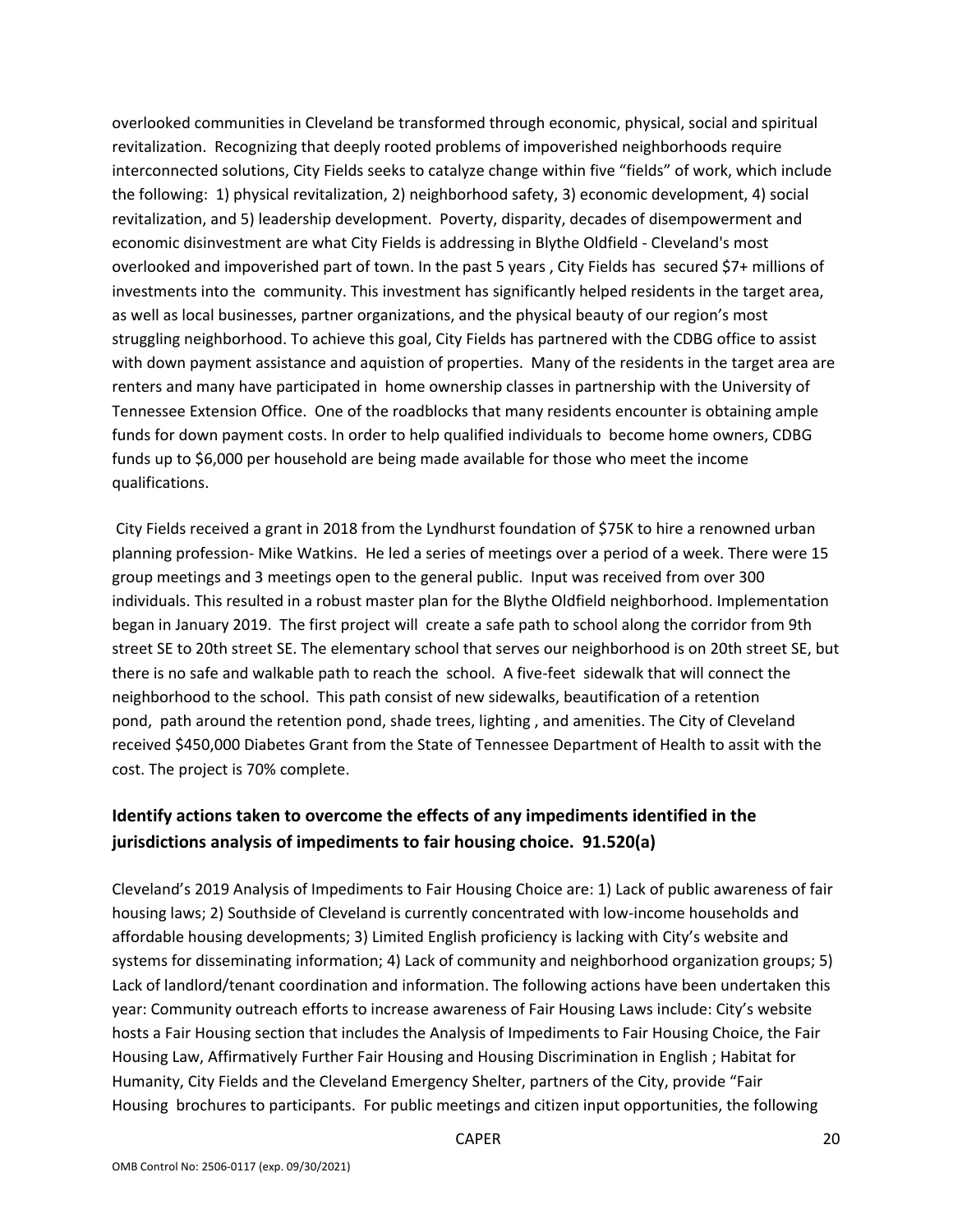overlooked communities in Cleveland be transformed through economic, physical, social and spiritual revitalization. Recognizing that deeply rooted problems of impoverished neighborhoods require interconnected solutions, City Fields seeks to catalyze change within five "fields" of work, which include the following: 1) physical revitalization, 2) neighborhood safety, 3) economic development, 4) social revitalization, and 5) leadership development. Poverty, disparity, decades of disempowerment and economic disinvestment are what City Fields is addressing in Blythe Oldfield - Cleveland's most overlooked and impoverished part of town. In the past 5 years , City Fields has secured $7+ millions of investments into the community. This investment has significantly helped residents in the target area, as well as local businesses, partner organizations, and the physical beauty of our region's most struggling neighborhood. To achieve this goal, City Fields has partnered with the CDBG office to assist with down payment assistance and aquistion of properties. Many of the residents in the target area are renters and many have participated in home ownership classes in partnership with the University of Tennessee Extension Office. One of the roadblocks that many residents encounter is obtaining ample funds for down payment costs. In order to help qualified individuals to become home owners, CDBG funds up to $6,000 per household are being made available for those who meet the income qualifications.

City Fields received a grant in 2018 from the Lyndhurst foundation of $75K to hire a renowned urban planning profession- Mike Watkins. He led a series of meetings over a period of a week. There were 15 group meetings and 3 meetings open to the general public. Input was received from over 300 individuals. This resulted in a robust master plan for the Blythe Oldfield neighborhood. Implementation began in January 2019. The first project will create a safe path to school along the corridor from 9th street SE to 20th street SE. The elementary school that serves our neighborhood is on 20th street SE, but there is no safe and walkable path to reach the school. A five-feet sidewalk that will connect the neighborhood to the school. This path consist of new sidewalks, beautification of a retention pond, path around the retention pond, shade trees, lighting , and amenities. The City of Cleveland received $450,000 Diabetes Grant from the State of Tennessee Department of Health to assit with the cost. The project is 70% complete.

## Identify actions taken to overcome the effects of any impediments identified in the jurisdictions analysis of impediments to fair housing choice. 91.520(a)

Cleveland's 2019 Analysis of Impediments to Fair Housing Choice are: 1) Lack of public awareness of fair housing laws; 2) Southside of Cleveland is currently concentrated with low-income households and affordable housing developments; 3) Limited English proficiency is lacking with City's website and systems for disseminating information; 4) Lack of community and neighborhood organization groups; 5) Lack of landlord/tenant coordination and information. The following actions have been undertaken this year: Community outreach efforts to increase awareness of Fair Housing Laws include: City's website hosts a Fair Housing section that includes the Analysis of Impediments to Fair Housing Choice, the Fair Housing Law, Affirmatively Further Fair Housing and Housing Discrimination in English ; Habitat for Humanity, City Fields and the Cleveland Emergency Shelter, partners of the City, provide "Fair Housing brochures to participants. For public meetings and citizen input opportunities, the following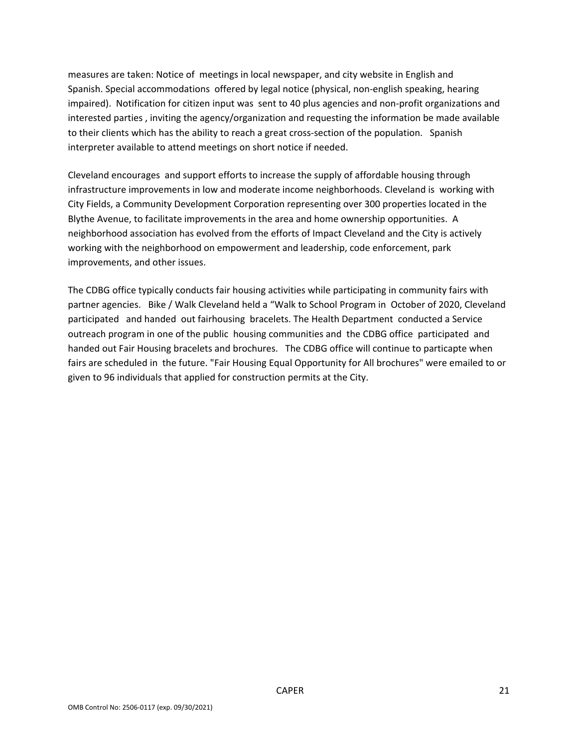measures are taken: Notice of meetings in local newspaper, and city website in English and Spanish. Special accommodations offered by legal notice (physical, non-english speaking, hearing impaired). Notification for citizen input was sent to 40 plus agencies and non-profit organizations and interested parties , inviting the agency/organization and requesting the information be made available to their clients which has the ability to reach a great cross-section of the population. Spanish interpreter available to attend meetings on short notice if needed.

Cleveland encourages and support efforts to increase the supply of affordable housing through infrastructure improvements in low and moderate income neighborhoods. Cleveland is working with City Fields, a Community Development Corporation representing over 300 properties located in the Blythe Avenue, to facilitate improvements in the area and home ownership opportunities. A neighborhood association has evolved from the efforts of Impact Cleveland and the City is actively working with the neighborhood on empowerment and leadership, code enforcement, park improvements, and other issues.

The CDBG office typically conducts fair housing activities while participating in community fairs with partner agencies. Bike / Walk Cleveland held a "Walk to School Program in October of 2020, Cleveland participated and handed out fairhousing bracelets. The Health Department conducted a Service outreach program in one of the public housing communities and the CDBG office participated and handed out Fair Housing bracelets and brochures. The CDBG office will continue to particapte when fairs are scheduled in the future. "Fair Housing Equal Opportunity for All brochures" were emailed to or given to 96 individuals that applied for construction permits at the City.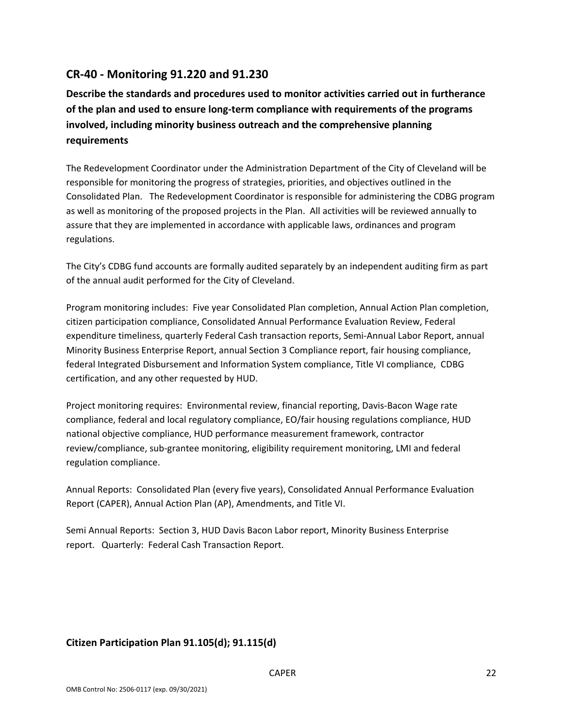## CR-40 - Monitoring 91.220 and 91.230

### Describe the standards and procedures used to monitor activities carried out in furtherance of the plan and used to ensure long-term compliance with requirements of the programs involved, including minority business outreach and the comprehensive planning requirements

The Redevelopment Coordinator under the Administration Department of the City of Cleveland will be responsible for monitoring the progress of strategies, priorities, and objectives outlined in the Consolidated Plan. The Redevelopment Coordinator is responsible for administering the CDBG program as well as monitoring of the proposed projects in the Plan. All activities will be reviewed annually to assure that they are implemented in accordance with applicable laws, ordinances and program regulations.

The City's CDBG fund accounts are formally audited separately by an independent auditing firm as part of the annual audit performed for the City of Cleveland.

Program monitoring includes: Five year Consolidated Plan completion, Annual Action Plan completion, citizen participation compliance, Consolidated Annual Performance Evaluation Review, Federal expenditure timeliness, quarterly Federal Cash transaction reports, Semi-Annual Labor Report, annual Minority Business Enterprise Report, annual Section 3 Compliance report, fair housing compliance, federal Integrated Disbursement and Information System compliance, Title VI compliance, CDBG certification, and any other requested by HUD.

Project monitoring requires: Environmental review, financial reporting, Davis-Bacon Wage rate compliance, federal and local regulatory compliance, EO/fair housing regulations compliance, HUD national objective compliance, HUD performance measurement framework, contractor review/compliance, sub-grantee monitoring, eligibility requirement monitoring, LMI and federal regulation compliance.

Annual Reports: Consolidated Plan (every five years), Consolidated Annual Performance Evaluation Report (CAPER), Annual Action Plan (AP), Amendments, and Title VI.

Semi Annual Reports: Section 3, HUD Davis Bacon Labor report, Minority Business Enterprise report. Quarterly: Federal Cash Transaction Report.

### Citizen Participation Plan 91.105(d); 91.115(d)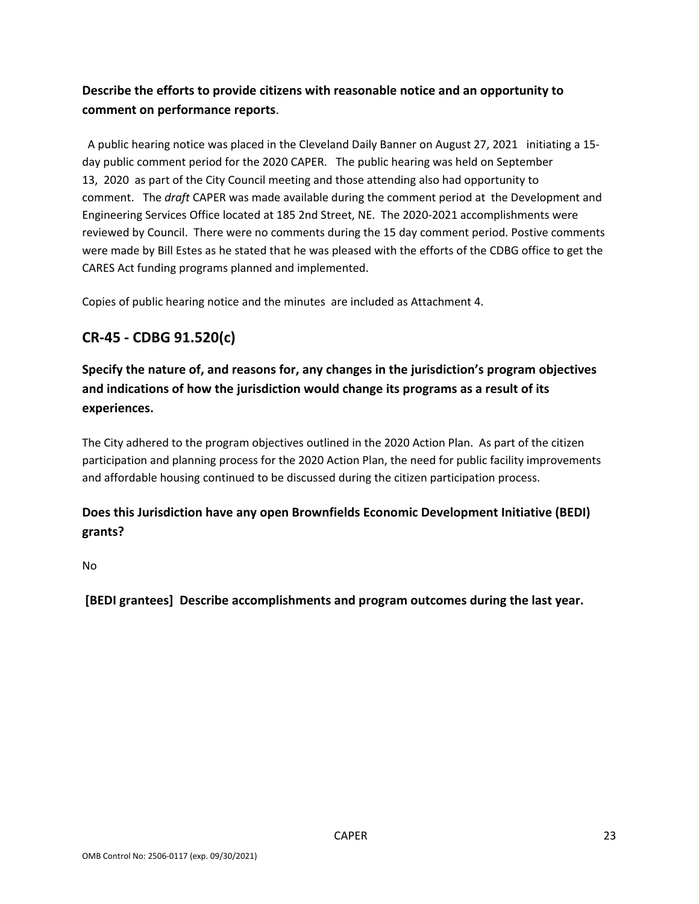**Describe the efforts to provide citizens with reasonable notice and an opportunity to comment on performance reports**.

A public hearing notice was placed in the Cleveland Daily Banner on August 27, 2021 initiating a 15-day public comment period for the 2020 CAPER. The public hearing was held on September 13, 2020 as part of the City Council meeting and those attending also had opportunity to comment. The *draft* CAPER was made available during the comment period at the Development and Engineering Services Office located at 185 2nd Street, NE. The 2020-2021 accomplishments were reviewed by Council. There were no comments during the 15 day comment period. Postive comments were made by Bill Estes as he stated that he was pleased with the efforts of the CDBG office to get the CARES Act funding programs planned and implemented.

Copies of public hearing notice and the minutes are included as Attachment 4.

## CR-45 - CDBG 91.520(c)

**Specify the nature of, and reasons for, any changes in the jurisdiction's program objectives and indications of how the jurisdiction would change its programs as a result of its experiences.**

The City adhered to the program objectives outlined in the 2020 Action Plan. As part of the citizen participation and planning process for the 2020 Action Plan, the need for public facility improvements and affordable housing continued to be discussed during the citizen participation process.

**Does this Jurisdiction have any open Brownfields Economic Development Initiative (BEDI) grants?**

No

**[BEDI grantees] Describe accomplishments and program outcomes during the last year.**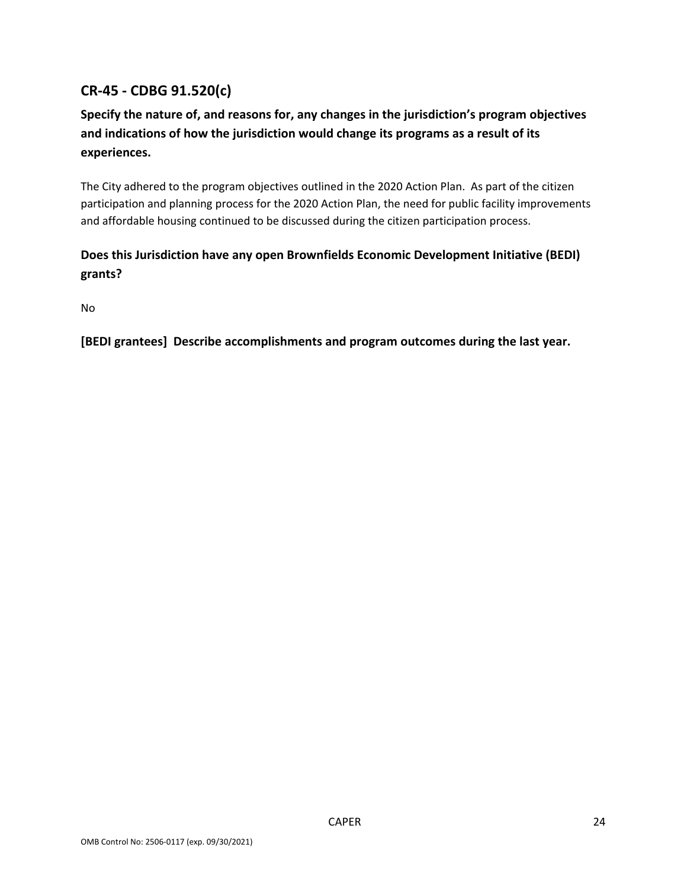## CR-45 - CDBG 91.520(c)

**Specify the nature of, and reasons for, any changes in the jurisdiction's program objectives and indications of how the jurisdiction would change its programs as a result of its experiences.**

The City adhered to the program objectives outlined in the 2020 Action Plan. As part of the citizen participation and planning process for the 2020 Action Plan, the need for public facility improvements and affordable housing continued to be discussed during the citizen participation process.

**Does this Jurisdiction have any open Brownfields Economic Development Initiative (BEDI) grants?**

No

**[BEDI grantees] Describe accomplishments and program outcomes during the last year.**